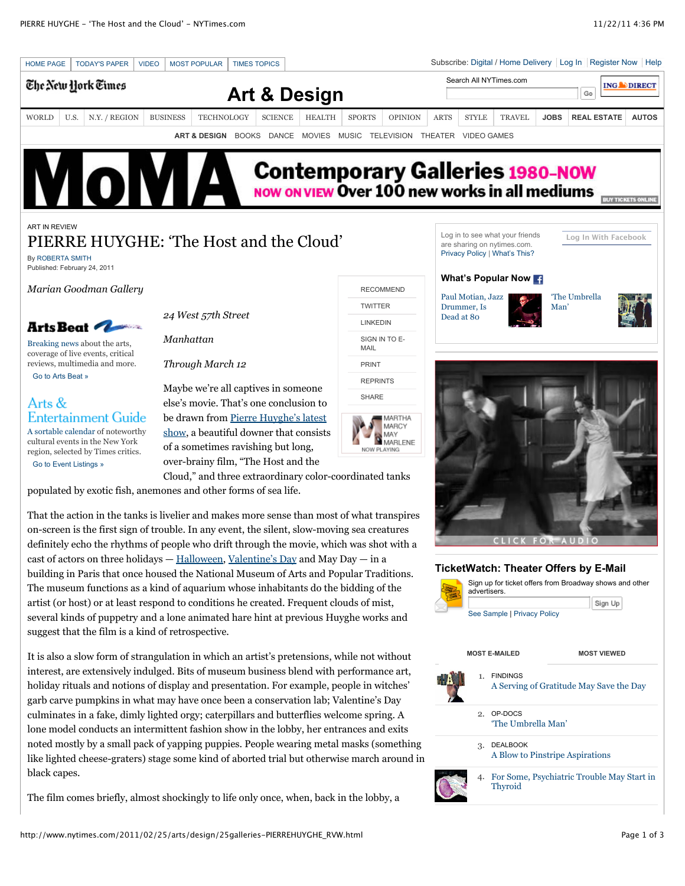ART IN REVIEW

# PIERRE HUYGHE: 'The Host and the Cloud'

By ROBERTA SMITH

Published: February 24, 2011

*Marian Goodman Gallery*

*24 West 57th Street*

*Manhattan*

*Through March 12*

Maybe we're all captives in someone else's movie. That's one conclusion to be drawn from Pierre Huyghe's latest show, a beautiful downer that consists of a sometimes ravishing but long, over-brainy film, "The Host and the Cloud," and three extraordinary color-coordinated tanks populated by exotic fish, anemones and other forms of sea life.

That the action in the tanks is livelier and makes more sense than most of what transpires on-screen is the first sign of trouble. In any event, the silent, slow-moving sea creatures definitely echo the rhythms of people who drift through the movie, which was shot with a cast of actors on three holidays — Halloween, Valentine's Day and May Day — in a building in Paris that once housed the National Museum of Arts and Popular Traditions. The museum functions as a kind of aquarium whose inhabitants do the bidding of the artist (or host) or at least respond to conditions he created. Frequent clouds of mist, several kinds of puppetry and a lone animated hare hint at previous Huyghe works and suggest that the film is a kind of retrospective.

It is also a slow form of strangulation in which an artist's pretensions, while not without interest, are extensively indulged. Bits of museum business blend with performance art, holiday rituals and notions of display and presentation. For example, people in witches' garb carve pumpkins in what may have once been a conservation lab; Valentine's Day culminates in a fake, dimly lighted orgy; caterpillars and butterflies welcome spring. A lone model conducts an intermittent fashion show in the lobby, her entrances and exits noted mostly by a small pack of yapping puppies. People wearing metal masks (something like lighted cheese-graters) stage some kind of aborted trial but otherwise march around in black capes.

The film comes briefly, almost shockingly to life only once, when, back in the lobby, a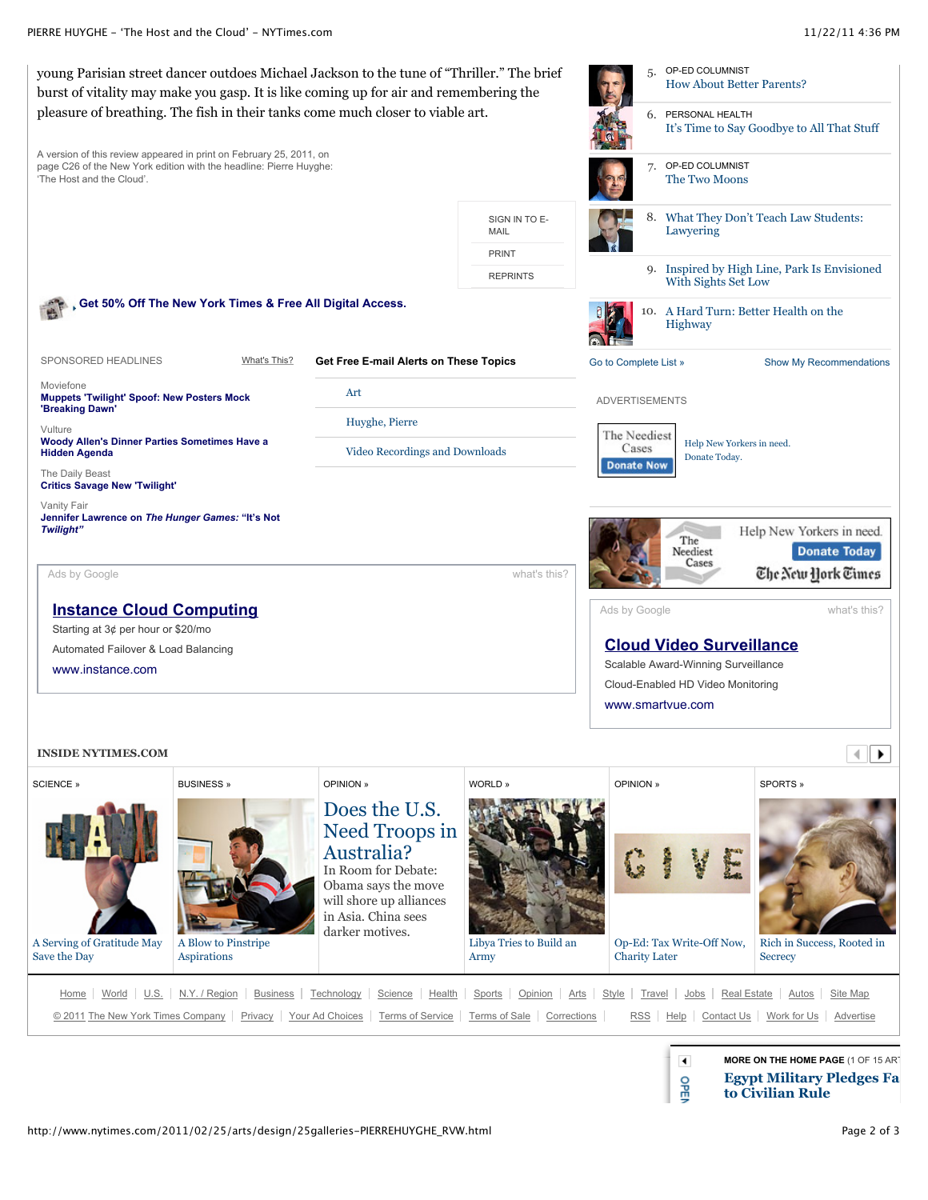young Parisian street dancer outdoes Michael Jackson to the tune of "Thriller." The brief burst of vitality may make you gasp. It is like coming up for air and remembering the pleasure of breathing. The fish in their tanks come much closer to viable art.

A version of this review appeared in print on February 25, 2011, on page C26 of the New York edition with the headline: Pierre Huyghe: 'The Host and the Cloud'.

SIGN IN TO E-MAIL

PRINT

REPRINTS

**Get 50% Off The New York Times & Free All Digital Access.**

SPONSORED HEADLINES  What's This?

Moviefone
**Muppets 'Twilight' Spoof: New Posters Mock 'Breaking Dawn'**

Vulture
**Woody Allen's Dinner Parties Sometimes Have a Hidden Agenda**

The Daily Beast
**Critics Savage New 'Twilight'**

Vanity Fair
**Jennifer Lawrence on *The Hunger Games:* "It's Not *Twilight*"**

**Get Free E-mail Alerts on These Topics**

- Art
- Huyghe, Pierre
- Video Recordings and Downloads

Ads by Google  what's this?

**Instance Cloud Computing**
Starting at 3¢ per hour or $20/mo
Automated Failover & Load Balancing
www.instance.com

5. OP-ED COLUMNIST
How About Better Parents?

6. PERSONAL HEALTH
It's Time to Say Goodbye to All That Stuff

7. OP-ED COLUMNIST
The Two Moons

8. What They Don't Teach Law Students: Lawyering

9. Inspired by High Line, Park Is Envisioned With Sights Set Low

10. A Hard Turn: Better Health on the Highway

Go to Complete List »  Show My Recommendations

ADVERTISEMENTS

The Neediest Cases — Donate Now
Help New Yorkers in need. Donate Today.

The Neediest Cases — Help New Yorkers in need. Donate Today — The New York Times

Ads by Google  what's this?

**Cloud Video Surveillance**
Scalable Award-Winning Surveillance
Cloud-Enabled HD Video Monitoring
www.smartvue.com

## INSIDE NYTIMES.COM

SCIENCE »
A Serving of Gratitude May Save the Day

BUSINESS »
A Blow to Pinstripe Aspirations

OPINION »
Does the U.S. Need Troops in Australia?
In Room for Debate: Obama says the move will shore up alliances in Asia. China sees darker motives.

WORLD »
Libya Tries to Build an Army

OPINION »
Op-Ed: Tax Write-Off Now, Charity Later

SPORTS »
Rich in Success, Rooted in Secrecy

Home | World | U.S. | N.Y. / Region | Business | Technology | Science | Health | Sports | Opinion | Arts | Style | Travel | Jobs | Real Estate | Autos | Site Map

© 2011 The New York Times Company | Privacy | Your Ad Choices | Terms of Service | Terms of Sale | Corrections | RSS | Help | Contact Us | Work for Us | Advertise

MORE ON THE HOME PAGE (1 OF 15 AR
Egypt Military Pledges Fa to Civilian Rule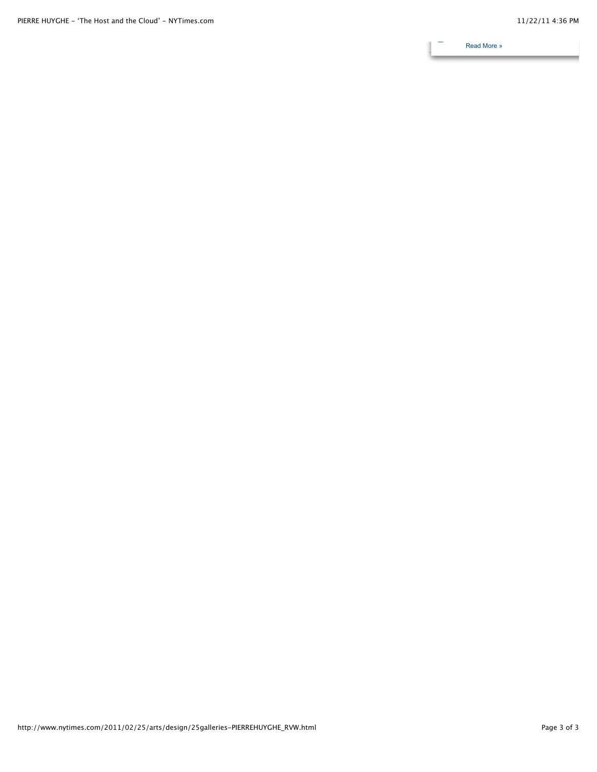Read More »